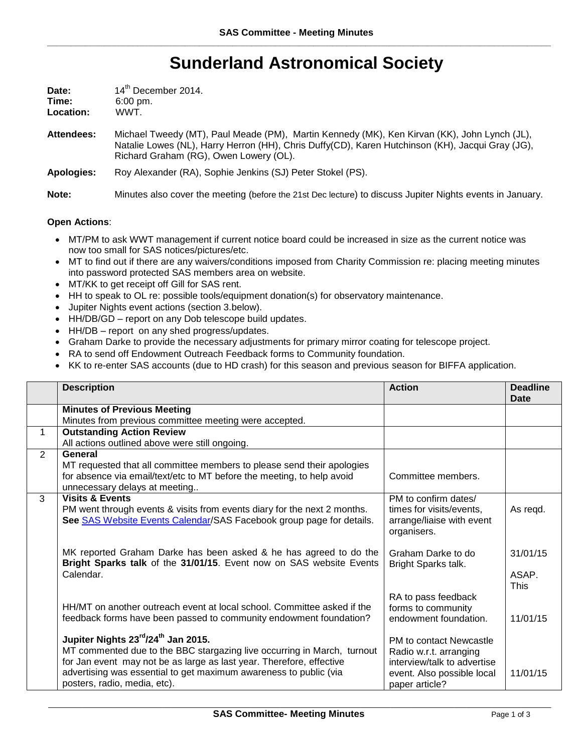# Sunderland Astronomical Society

**Date:** 14th December 2014.
**Time:** 6:00 pm.
**Location:** WWT.

**Attendees:** Michael Tweedy (MT), Paul Meade (PM), Martin Kennedy (MK), Ken Kirvan (KK), John Lynch (JL), Natalie Lowes (NL), Harry Herron (HH), Chris Duffy(CD), Karen Hutchinson (KH), Jacqui Gray (JG), Richard Graham (RG), Owen Lowery (OL).

**Apologies:** Roy Alexander (RA), Sophie Jenkins (SJ) Peter Stokel (PS).

**Note:** Minutes also cover the meeting (before the 21st Dec lecture) to discuss Jupiter Nights events in January.

**Open Actions**:

- MT/PM to ask WWT management if current notice board could be increased in size as the current notice was now too small for SAS notices/pictures/etc.
- MT to find out if there are any waivers/conditions imposed from Charity Commission re: placing meeting minutes into password protected SAS members area on website.
- MT/KK to get receipt off Gill for SAS rent.
- HH to speak to OL re: possible tools/equipment donation(s) for observatory maintenance.
- Jupiter Nights event actions (section 3.below).
- HH/DB/GD – report on any Dob telescope build updates.
- HH/DB – report on any shed progress/updates.
- Graham Darke to provide the necessary adjustments for primary mirror coating for telescope project.
- RA to send off Endowment Outreach Feedback forms to Community foundation.
- KK to re-enter SAS accounts (due to HD crash) for this season and previous season for BIFFA application.

| | Description | Action | Deadline Date |
|---|---|---|---|
| | **Minutes of Previous Meeting**<br>Minutes from previous committee meeting were accepted. | | |
| 1 | **Outstanding Action Review**<br>All actions outlined above were still ongoing. | | |
| 2 | **General**<br>MT requested that all committee members to please send their apologies for absence via email/text/etc to MT before the meeting, to help avoid unnecessary delays at meeting.. | Committee members. | |
| 3 | **Visits & Events**<br>PM went through events & visits from events diary for the next 2 months. **See** SAS Website Events Calendar/SAS Facebook group page for details. | PM to confirm dates/ times for visits/events, arrange/liaise with event organisers. | As reqd. |
| | MK reported Graham Darke has been asked & he has agreed to do the **Bright Sparks talk** of the **31/01/15**. Event now on SAS website Events Calendar. | Graham Darke to do Bright Sparks talk. | 31/01/15<br><br>ASAP. This |
| | HH/MT on another outreach event at local school. Committee asked if the feedback forms have been passed to community endowment foundation? | RA to pass feedback forms to community endowment foundation. | 11/01/15 |
| | **Jupiter Nights 23rd/24th Jan 2015.**<br>MT commented due to the BBC stargazing live occurring in March, turnout for Jan event may not be as large as last year. Therefore, effective advertising was essential to get maximum awareness to public (via posters, radio, media, etc). | PM to contact Newcastle Radio w.r.t. arranging interview/talk to advertise event. Also possible local paper article? | 11/01/15 |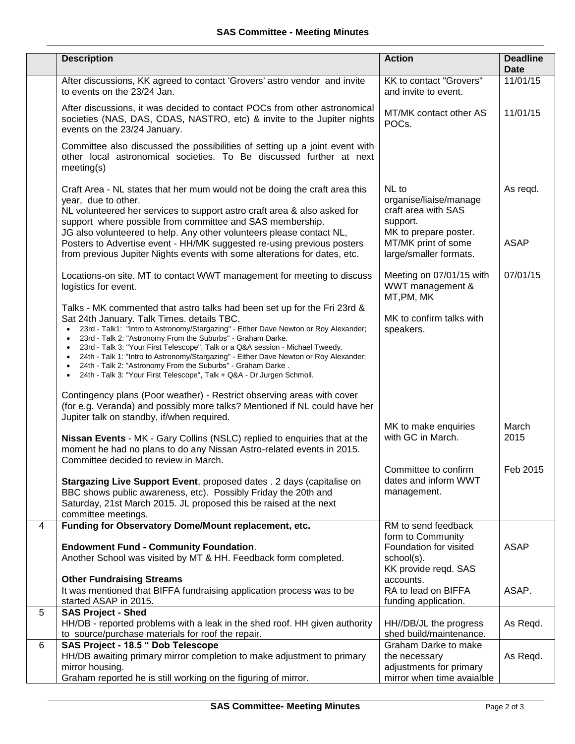| | Description | Action | Deadline Date |
|---|---|---|---|
| | After discussions, KK agreed to contact 'Grovers' astro vendor and invite to events on the 23/24 Jan. | KK to contact "Grovers" and invite to event. | 11/01/15 |
| | After discussions, it was decided to contact POCs from other astronomical societies (NAS, DAS, CDAS, NASTRO, etc) & invite to the Jupiter nights events on the 23/24 January. | MT/MK contact other AS POCs. | 11/01/15 |
| | Committee also discussed the possibilities of setting up a joint event with other local astronomical societies. To Be discussed further at next meeting(s) | | |
| | Craft Area - NL states that her mum would not be doing the craft area this year, due to other.<br>NL volunteered her services to support astro craft area & also asked for support where possible from committee and SAS membership.<br>JG also volunteered to help. Any other volunteers please contact NL,<br>Posters to Advertise event - HH/MK suggested re-using previous posters from previous Jupiter Nights events with some alterations for dates, etc. | NL to organise/liaise/manage craft area with SAS support.<br>MK to prepare poster.<br>MT/MK print of some large/smaller formats. | As reqd.<br><br>ASAP |
| | Locations-on site. MT to contact WWT management for meeting to discuss logistics for event.<br><br>Talks - MK commented that astro talks had been set up for the Fri 23rd & Sat 24th January. Talk Times. details TBC.<br>• 23rd - Talk1: "Intro to Astronomy/Stargazing" - Either Dave Newton or Roy Alexander;<br>• 23rd - Talk 2: "Astronomy From the Suburbs" - Graham Darke.<br>• 23rd - Talk 3: "Your First Telescope", Talk or a Q&A session - Michael Tweedy.<br>• 24th - Talk 1: "Intro to Astronomy/Stargazing" - Either Dave Newton or Roy Alexander;<br>• 24th - Talk 2: "Astronomy From the Suburbs" - Graham Darke .<br>• 24th - Talk 3: "Your First Telescope", Talk + Q&A - Dr Jurgen Schmoll.<br><br>Contingency plans (Poor weather) - Restrict observing areas with cover (for e.g. Veranda) and possibly more talks? Mentioned if NL could have her Jupiter talk on standby, if/when required.<br><br>**Nissan Events** - MK - Gary Collins (NSLC) replied to enquiries that at the moment he had no plans to do any Nissan Astro-related events in 2015. Committee decided to review in March.<br><br>**Stargazing Live Support Event**, proposed dates . 2 days (capitalise on BBC shows public awareness, etc). Possibly Friday the 20th and Saturday, 21st March 2015. JL proposed this be raised at the next committee meetings. | Meeting on 07/01/15 with WWT management & MT,PM, MK<br><br>MK to confirm talks with speakers.<br><br>MK to make enquiries with GC in March.<br><br>Committee to confirm dates and inform WWT management. | 07/01/15<br><br><br><br>March 2015<br><br>Feb 2015 |
| 4 | **Funding for Observatory Dome/Mount replacement, etc.**<br><br>**Endowment Fund - Community Foundation**.<br>Another School was visited by MT & HH. Feedback form completed.<br><br>**Other Fundraising Streams**<br>It was mentioned that BIFFA fundraising application process was to be started ASAP in 2015. | RM to send feedback form to Community Foundation for visited school(s).<br>KK provide reqd. SAS accounts.<br>RA to lead on BIFFA funding application. | ASAP<br><br><br>ASAP. |
| 5 | **SAS Project - Shed**<br>HH/DB - reported problems with a leak in the shed roof. HH given authority to source/purchase materials for roof the repair. | HH//DB/JL the progress shed build/maintenance. | As Reqd. |
| 6 | **SAS Project - 18.5 " Dob Telescope**<br>HH/DB awaiting primary mirror completion to make adjustment to primary mirror housing.<br>Graham reported he is still working on the figuring of mirror. | Graham Darke to make the necessary adjustments for primary mirror when time avaialble | As Reqd. |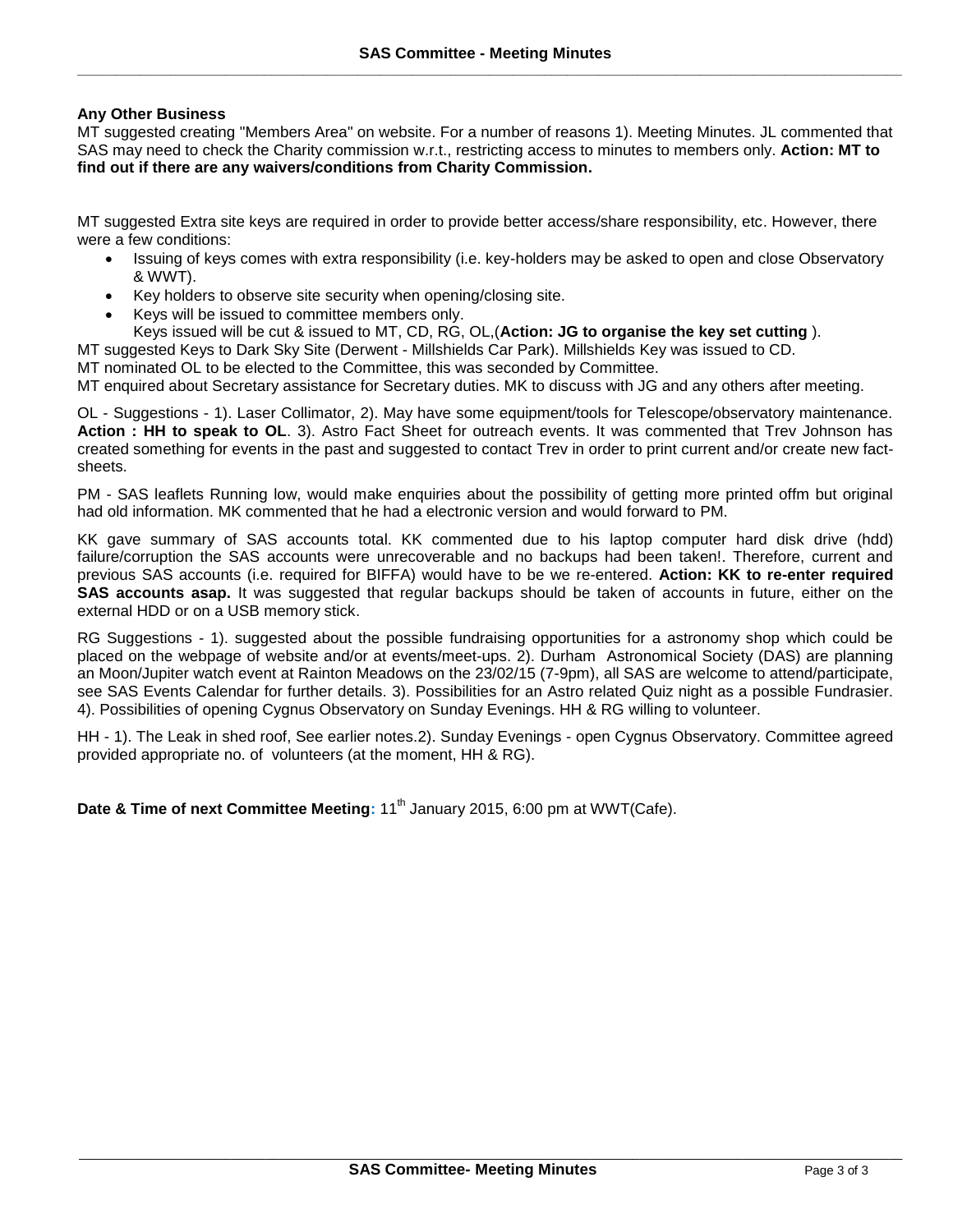## Any Other Business

MT suggested creating "Members Area" on website. For a number of reasons 1). Meeting Minutes. JL commented that SAS may need to check the Charity commission w.r.t., restricting access to minutes to members only. **Action: MT to find out if there are any waivers/conditions from Charity Commission.**

MT suggested Extra site keys are required in order to provide better access/share responsibility, etc. However, there were a few conditions:

- Issuing of keys comes with extra responsibility (i.e. key-holders may be asked to open and close Observatory & WWT).
- Key holders to observe site security when opening/closing site.
- Keys will be issued to committee members only.
  Keys issued will be cut & issued to MT, CD, RG, OL,(**Action: JG to organise the key set cutting** ).

MT suggested Keys to Dark Sky Site (Derwent - Millshields Car Park). Millshields Key was issued to CD.
MT nominated OL to be elected to the Committee, this was seconded by Committee.
MT enquired about Secretary assistance for Secretary duties. MK to discuss with JG and any others after meeting.

OL - Suggestions - 1). Laser Collimator, 2). May have some equipment/tools for Telescope/observatory maintenance. **Action : HH to speak to OL**. 3). Astro Fact Sheet for outreach events. It was commented that Trev Johnson has created something for events in the past and suggested to contact Trev in order to print current and/or create new fact-sheets.

PM - SAS leaflets Running low, would make enquiries about the possibility of getting more printed offm but original had old information. MK commented that he had a electronic version and would forward to PM.

KK gave summary of SAS accounts total. KK commented due to his laptop computer hard disk drive (hdd) failure/corruption the SAS accounts were unrecoverable and no backups had been taken!. Therefore, current and previous SAS accounts (i.e. required for BIFFA) would have to be we re-entered. **Action: KK to re-enter required SAS accounts asap.** It was suggested that regular backups should be taken of accounts in future, either on the external HDD or on a USB memory stick.

RG Suggestions - 1). suggested about the possible fundraising opportunities for a astronomy shop which could be placed on the webpage of website and/or at events/meet-ups. 2). Durham Astronomical Society (DAS) are planning an Moon/Jupiter watch event at Rainton Meadows on the 23/02/15 (7-9pm), all SAS are welcome to attend/participate, see SAS Events Calendar for further details. 3). Possibilities for an Astro related Quiz night as a possible Fundrasier. 4). Possibilities of opening Cygnus Observatory on Sunday Evenings. HH & RG willing to volunteer.

HH - 1). The Leak in shed roof, See earlier notes.2). Sunday Evenings - open Cygnus Observatory. Committee agreed provided appropriate no. of volunteers (at the moment, HH & RG).

**Date & Time of next Committee Meeting:** 11th January 2015, 6:00 pm at WWT(Cafe).